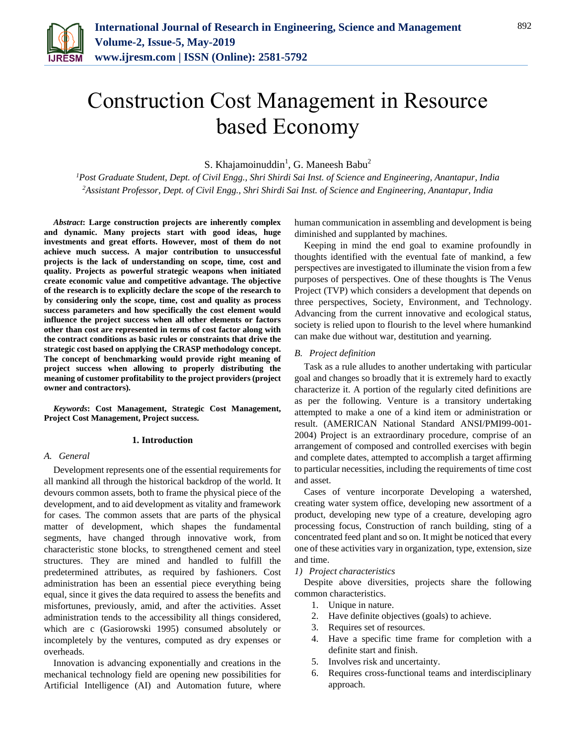# Construction Cost Management in Resource based Economy

S. Khajamoinuddin[1], G. Maneesh Babu[2]

[1]*Post Graduate Student, Dept. of Civil Engg., Shri Shirdi Sai Inst. of Science and Engineering, Anantapur, India*
[2]*Assistant Professor, Dept. of Civil Engg., Shri Shirdi Sai Inst. of Science and Engineering, Anantapur, India*

***Abstract*: Large construction projects are inherently complex and dynamic. Many projects start with good ideas, huge investments and great efforts. However, most of them do not achieve much success. A major contribution to unsuccessful projects is the lack of understanding on scope, time, cost and quality. Projects as powerful strategic weapons when initiated create economic value and competitive advantage. The objective of the research is to explicitly declare the scope of the research to by considering only the scope, time, cost and quality as process success parameters and how specifically the cost element would influence the project success when all other elements or factors other than cost are represented in terms of cost factor along with the contract conditions as basic rules or constraints that drive the strategic cost based on applying the CRASP methodology concept. The concept of benchmarking would provide right meaning of project success when allowing to properly distributing the meaning of customer profitability to the project providers (project owner and contractors).**

***Keywords*: Cost Management, Strategic Cost Management, Project Cost Management, Project success.**

## 1. Introduction

### *A. General*

Development represents one of the essential requirements for all mankind all through the historical backdrop of the world. It devours common assets, both to frame the physical piece of the development, and to aid development as vitality and framework for cases. The common assets that are parts of the physical matter of development, which shapes the fundamental segments, have changed through innovative work, from characteristic stone blocks, to strengthened cement and steel structures. They are mined and handled to fulfill the predetermined attributes, as required by fashioners. Cost administration has been an essential piece everything being equal, since it gives the data required to assess the benefits and misfortunes, previously, amid, and after the activities. Asset administration tends to the accessibility all things considered, which are c (Gasiorowski 1995) consumed absolutely or incompletely by the ventures, computed as dry expenses or overheads.

Innovation is advancing exponentially and creations in the mechanical technology field are opening new possibilities for Artificial Intelligence (AI) and Automation future, where human communication in assembling and development is being diminished and supplanted by machines.

Keeping in mind the end goal to examine profoundly in thoughts identified with the eventual fate of mankind, a few perspectives are investigated to illuminate the vision from a few purposes of perspectives. One of these thoughts is The Venus Project (TVP) which considers a development that depends on three perspectives, Society, Environment, and Technology. Advancing from the current innovative and ecological status, society is relied upon to flourish to the level where humankind can make due without war, destitution and yearning.

### *B. Project definition*

Task as a rule alludes to another undertaking with particular goal and changes so broadly that it is extremely hard to exactly characterize it. A portion of the regularly cited definitions are as per the following. Venture is a transitory undertaking attempted to make a one of a kind item or administration or result. (AMERICAN National Standard ANSI/PMI99-001-2004) Project is an extraordinary procedure, comprise of an arrangement of composed and controlled exercises with begin and complete dates, attempted to accomplish a target affirming to particular necessities, including the requirements of time cost and asset.

Cases of venture incorporate Developing a watershed, creating water system office, developing new assortment of a product, developing new type of a creature, developing agro processing focus, Construction of ranch building, sting of a concentrated feed plant and so on. It might be noticed that every one of these activities vary in organization, type, extension, size and time.

#### *1) Project characteristics*

Despite above diversities, projects share the following common characteristics.

1. Unique in nature.
2. Have definite objectives (goals) to achieve.
3. Requires set of resources.
4. Have a specific time frame for completion with a definite start and finish.
5. Involves risk and uncertainty.
6. Requires cross-functional teams and interdisciplinary approach.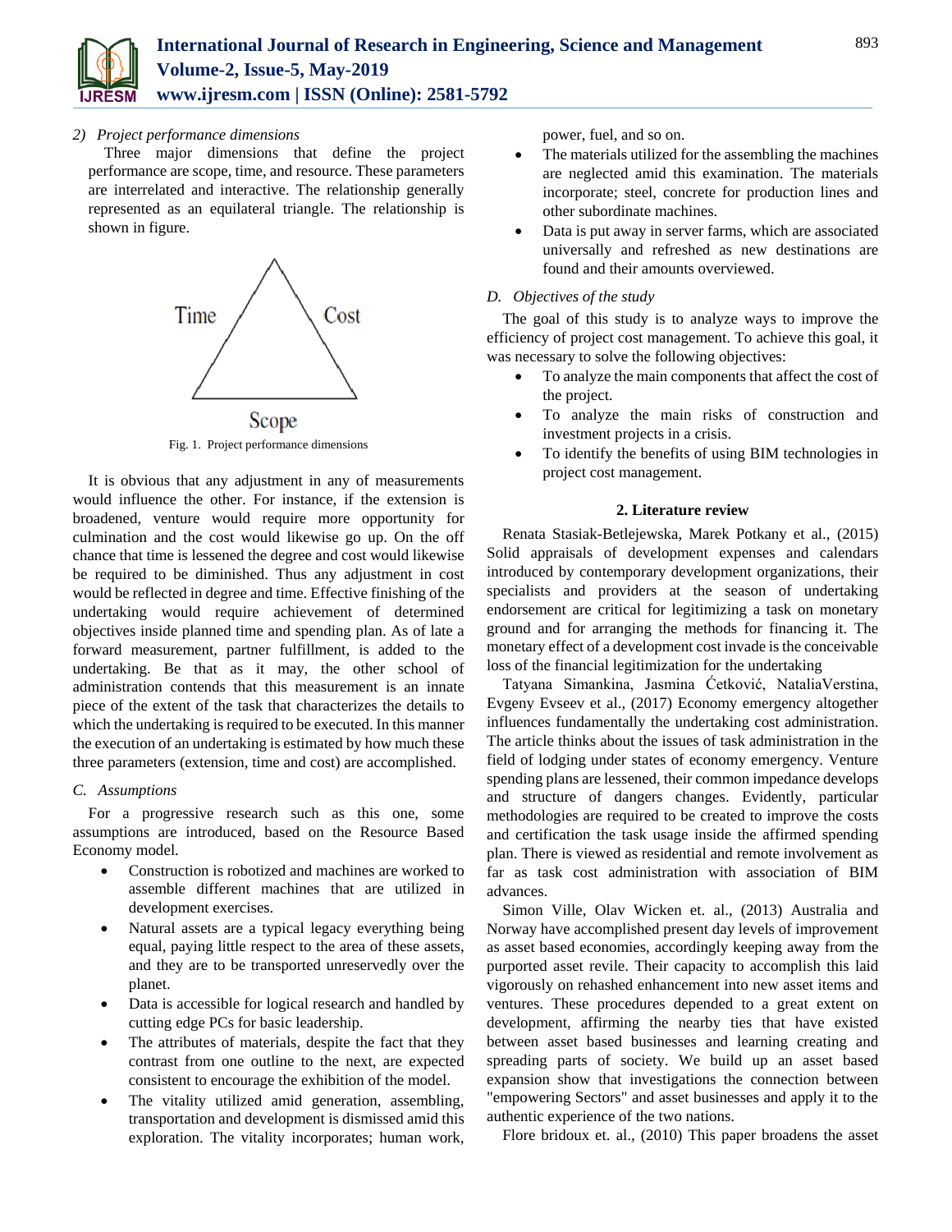### 2) *Project performance dimensions*

Three major dimensions that define the project performance are scope, time, and resource. These parameters are interrelated and interactive. The relationship generally represented as an equilateral triangle. The relationship is shown in figure.

Time

Cost

Scope

Fig. 1. Project performance dimensions

It is obvious that any adjustment in any of measurements would influence the other. For instance, if the extension is broadened, venture would require more opportunity for culmination and the cost would likewise go up. On the off chance that time is lessened the degree and cost would likewise be required to be diminished. Thus any adjustment in cost would be reflected in degree and time. Effective finishing of the undertaking would require achievement of determined objectives inside planned time and spending plan. As of late a forward measurement, partner fulfillment, is added to the undertaking. Be that as it may, the other school of administration contends that this measurement is an innate piece of the extent of the task that characterizes the details to which the undertaking is required to be executed. In this manner the execution of an undertaking is estimated by how much these three parameters (extension, time and cost) are accomplished.

### *C. Assumptions*

For a progressive research such as this one, some assumptions are introduced, based on the Resource Based Economy model.

- Construction is robotized and machines are worked to assemble different machines that are utilized in development exercises.
- Natural assets are a typical legacy everything being equal, paying little respect to the area of these assets, and they are to be transported unreservedly over the planet.
- Data is accessible for logical research and handled by cutting edge PCs for basic leadership.
- The attributes of materials, despite the fact that they contrast from one outline to the next, are expected consistent to encourage the exhibition of the model.
- The vitality utilized amid generation, assembling, transportation and development is dismissed amid this exploration. The vitality incorporates; human work, power, fuel, and so on.
- The materials utilized for the assembling the machines are neglected amid this examination. The materials incorporate; steel, concrete for production lines and other subordinate machines.
- Data is put away in server farms, which are associated universally and refreshed as new destinations are found and their amounts overviewed.

### *D. Objectives of the study*

The goal of this study is to analyze ways to improve the efficiency of project cost management. To achieve this goal, it was necessary to solve the following objectives:

- To analyze the main components that affect the cost of the project.
- To analyze the main risks of construction and investment projects in a crisis.
- To identify the benefits of using BIM technologies in project cost management.

## 2. Literature review

Renata Stasiak-Betlejewska, Marek Potkany et al., (2015) Solid appraisals of development expenses and calendars introduced by contemporary development organizations, their specialists and providers at the season of undertaking endorsement are critical for legitimizing a task on monetary ground and for arranging the methods for financing it. The monetary effect of a development cost invade is the conceivable loss of the financial legitimization for the undertaking

Tatyana Simankina, Jasmina Ćetković, NataliaVerstina, Evgeny Evseev et al., (2017) Economy emergency altogether influences fundamentally the undertaking cost administration. The article thinks about the issues of task administration in the field of lodging under states of economy emergency. Venture spending plans are lessened, their common impedance develops and structure of dangers changes. Evidently, particular methodologies are required to be created to improve the costs and certification the task usage inside the affirmed spending plan. There is viewed as residential and remote involvement as far as task cost administration with association of BIM advances.

Simon Ville, Olav Wicken et. al., (2013) Australia and Norway have accomplished present day levels of improvement as asset based economies, accordingly keeping away from the purported asset revile. Their capacity to accomplish this laid vigorously on rehashed enhancement into new asset items and ventures. These procedures depended to a great extent on development, affirming the nearby ties that have existed between asset based businesses and learning creating and spreading parts of society. We build up an asset based expansion show that investigations the connection between "empowering Sectors" and asset businesses and apply it to the authentic experience of the two nations.

Flore bridoux et. al., (2010) This paper broadens the asset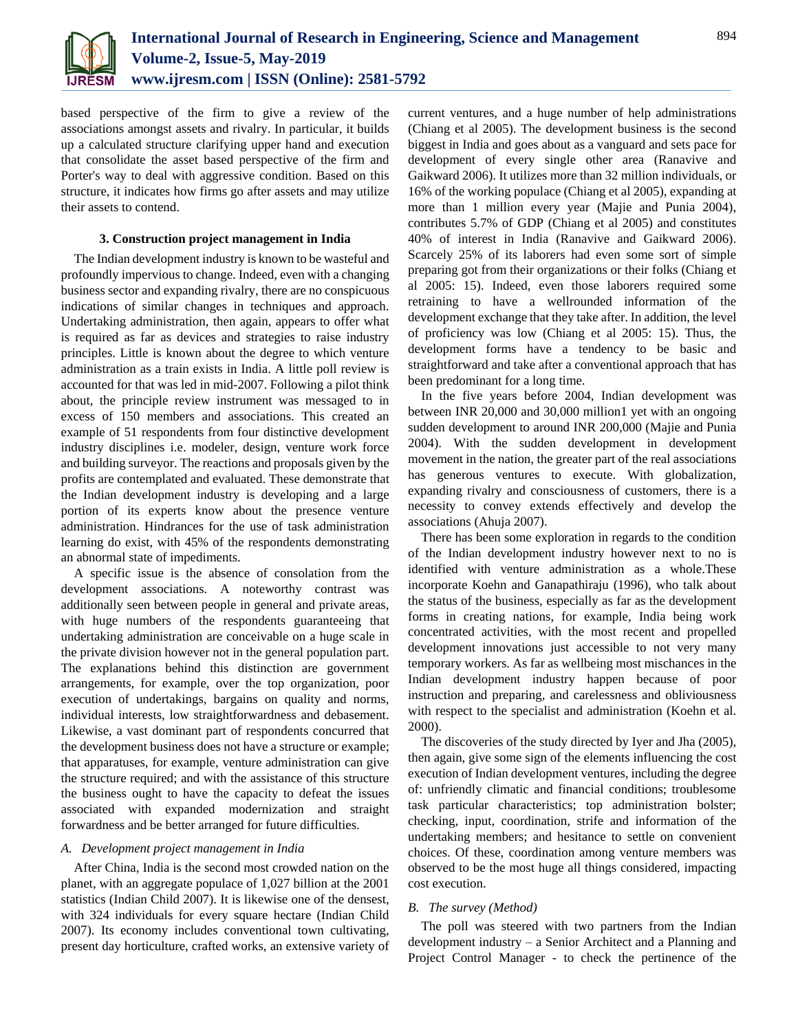based perspective of the firm to give a review of the associations amongst assets and rivalry. In particular, it builds up a calculated structure clarifying upper hand and execution that consolidate the asset based perspective of the firm and Porter's way to deal with aggressive condition. Based on this structure, it indicates how firms go after assets and may utilize their assets to contend.

## 3. Construction project management in India

The Indian development industry is known to be wasteful and profoundly impervious to change. Indeed, even with a changing business sector and expanding rivalry, there are no conspicuous indications of similar changes in techniques and approach. Undertaking administration, then again, appears to offer what is required as far as devices and strategies to raise industry principles. Little is known about the degree to which venture administration as a train exists in India. A little poll review is accounted for that was led in mid-2007. Following a pilot think about, the principle review instrument was messaged to in excess of 150 members and associations. This created an example of 51 respondents from four distinctive development industry disciplines i.e. modeler, design, venture work force and building surveyor. The reactions and proposals given by the profits are contemplated and evaluated. These demonstrate that the Indian development industry is developing and a large portion of its experts know about the presence venture administration. Hindrances for the use of task administration learning do exist, with 45% of the respondents demonstrating an abnormal state of impediments.

A specific issue is the absence of consolation from the development associations. A noteworthy contrast was additionally seen between people in general and private areas, with huge numbers of the respondents guaranteeing that undertaking administration are conceivable on a huge scale in the private division however not in the general population part. The explanations behind this distinction are government arrangements, for example, over the top organization, poor execution of undertakings, bargains on quality and norms, individual interests, low straightforwardness and debasement. Likewise, a vast dominant part of respondents concurred that the development business does not have a structure or example; that apparatuses, for example, venture administration can give the structure required; and with the assistance of this structure the business ought to have the capacity to defeat the issues associated with expanded modernization and straight forwardness and be better arranged for future difficulties.

### *A. Development project management in India*

After China, India is the second most crowded nation on the planet, with an aggregate populace of 1,027 billion at the 2001 statistics (Indian Child 2007). It is likewise one of the densest, with 324 individuals for every square hectare (Indian Child 2007). Its economy includes conventional town cultivating, present day horticulture, crafted works, an extensive variety of current ventures, and a huge number of help administrations (Chiang et al 2005). The development business is the second biggest in India and goes about as a vanguard and sets pace for development of every single other area (Ranavive and Gaikward 2006). It utilizes more than 32 million individuals, or 16% of the working populace (Chiang et al 2005), expanding at more than 1 million every year (Majie and Punia 2004), contributes 5.7% of GDP (Chiang et al 2005) and constitutes 40% of interest in India (Ranavive and Gaikward 2006). Scarcely 25% of its laborers had even some sort of simple preparing got from their organizations or their folks (Chiang et al 2005: 15). Indeed, even those laborers required some retraining to have a wellrounded information of the development exchange that they take after. In addition, the level of proficiency was low (Chiang et al 2005: 15). Thus, the development forms have a tendency to be basic and straightforward and take after a conventional approach that has been predominant for a long time.

In the five years before 2004, Indian development was between INR 20,000 and 30,000 million1 yet with an ongoing sudden development to around INR 200,000 (Majie and Punia 2004). With the sudden development in development movement in the nation, the greater part of the real associations has generous ventures to execute. With globalization, expanding rivalry and consciousness of customers, there is a necessity to convey extends effectively and develop the associations (Ahuja 2007).

There has been some exploration in regards to the condition of the Indian development industry however next to no is identified with venture administration as a whole.These incorporate Koehn and Ganapathiraju (1996), who talk about the status of the business, especially as far as the development forms in creating nations, for example, India being work concentrated activities, with the most recent and propelled development innovations just accessible to not very many temporary workers. As far as wellbeing most mischances in the Indian development industry happen because of poor instruction and preparing, and carelessness and obliviousness with respect to the specialist and administration (Koehn et al. 2000).

The discoveries of the study directed by Iyer and Jha (2005), then again, give some sign of the elements influencing the cost execution of Indian development ventures, including the degree of: unfriendly climatic and financial conditions; troublesome task particular characteristics; top administration bolster; checking, input, coordination, strife and information of the undertaking members; and hesitance to settle on convenient choices. Of these, coordination among venture members was observed to be the most huge all things considered, impacting cost execution.

### *B. The survey (Method)*

The poll was steered with two partners from the Indian development industry – a Senior Architect and a Planning and Project Control Manager - to check the pertinence of the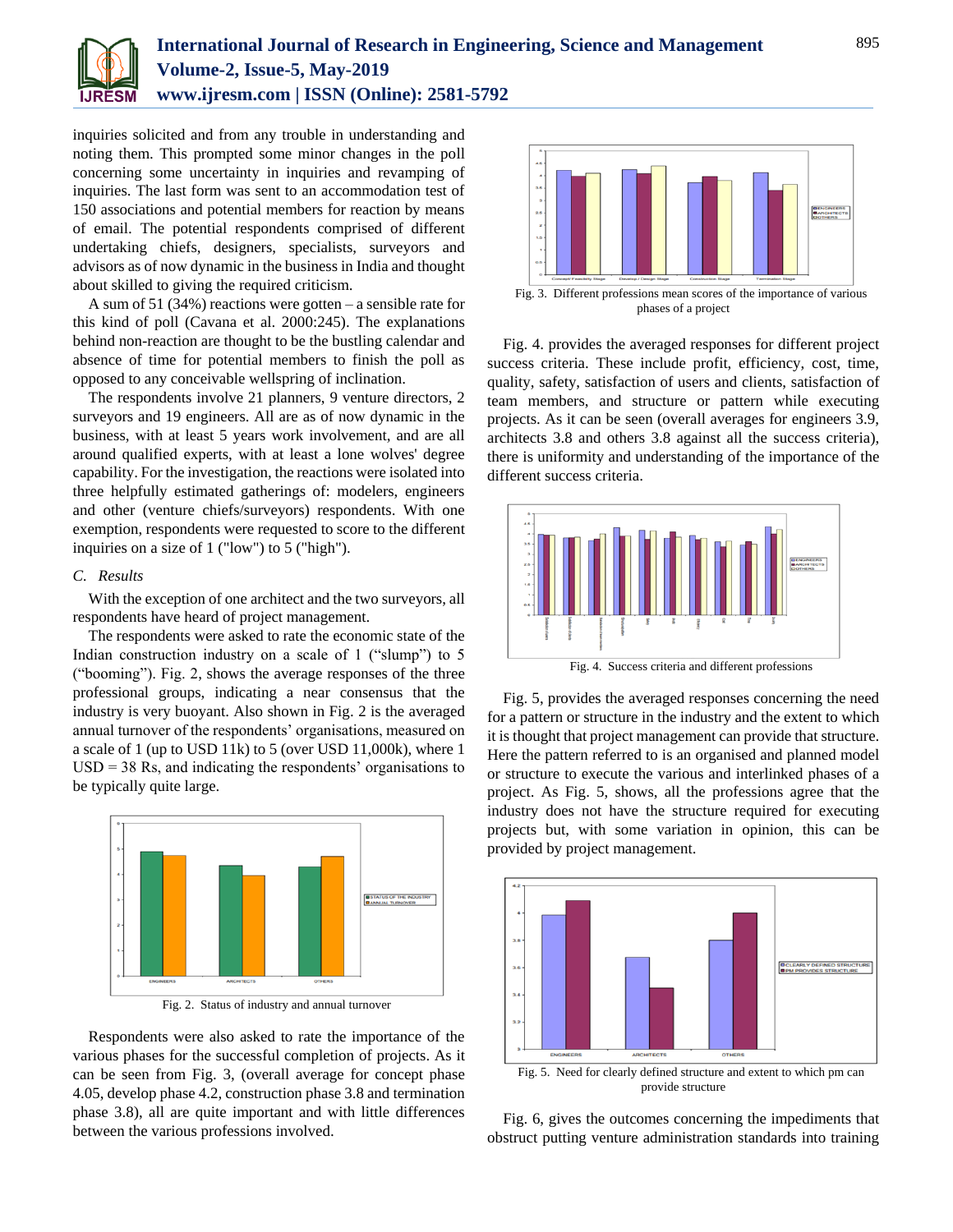inquiries solicited and from any trouble in understanding and noting them. This prompted some minor changes in the poll concerning some uncertainty in inquiries and revamping of inquiries. The last form was sent to an accommodation test of 150 associations and potential members for reaction by means of email. The potential respondents comprised of different undertaking chiefs, designers, specialists, surveyors and advisors as of now dynamic in the business in India and thought about skilled to giving the required criticism.

A sum of 51 (34%) reactions were gotten – a sensible rate for this kind of poll (Cavana et al. 2000:245). The explanations behind non-reaction are thought to be the bustling calendar and absence of time for potential members to finish the poll as opposed to any conceivable wellspring of inclination.

The respondents involve 21 planners, 9 venture directors, 2 surveyors and 19 engineers. All are as of now dynamic in the business, with at least 5 years work involvement, and are all around qualified experts, with at least a lone wolves' degree capability. For the investigation, the reactions were isolated into three helpfully estimated gatherings of: modelers, engineers and other (venture chiefs/surveyors) respondents. With one exemption, respondents were requested to score to the different inquiries on a size of 1 ("low") to 5 ("high").

### *C. Results*

With the exception of one architect and the two surveyors, all respondents have heard of project management.

The respondents were asked to rate the economic state of the Indian construction industry on a scale of 1 ("slump") to 5 ("booming"). Fig. 2, shows the average responses of the three professional groups, indicating a near consensus that the industry is very buoyant. Also shown in Fig. 2 is the averaged annual turnover of the respondents' organisations, measured on a scale of 1 (up to USD 11k) to 5 (over USD 11,000k), where 1 USD = 38 Rs, and indicating the respondents' organisations to be typically quite large.

6
5
4
3
2
1
0
ENGINEERS
ARCHITECTS
OTHERS
STATUS OF THE INDUSTRY
ANNUAL TURNOVER

Fig. 2. Status of industry and annual turnover

Respondents were also asked to rate the importance of the various phases for the successful completion of projects. As it can be seen from Fig. 3, (overall average for concept phase 4.05, develop phase 4.2, construction phase 3.8 and termination phase 3.8), all are quite important and with little differences between the various professions involved.

5
4.5
4
3.5
3
2.5
2
1.5
1
0.5
0
Concept/ Feasibility Stage
Develop / Design Stage
Construction Stage
Termination Stage
ENGINEERS
ARCHITECTS
OTHERS

Fig. 3. Different professions mean scores of the importance of various phases of a project

Fig. 4. provides the averaged responses for different project success criteria. These include profit, efficiency, cost, time, quality, safety, satisfaction of users and clients, satisfaction of team members, and structure or pattern while executing projects. As it can be seen (overall averages for engineers 3.9, architects 3.8 and others 3.8 against all the success criteria), there is uniformity and understanding of the importance of the different success criteria.

5
4.5
4
3.5
3
2.5
2
1.5
1
0.5
0
ENGINEERS
ARCHITECTS
OTHERS

Fig. 4. Success criteria and different professions

Fig. 5, provides the averaged responses concerning the need for a pattern or structure in the industry and the extent to which it is thought that project management can provide that structure. Here the pattern referred to is an organised and planned model or structure to execute the various and interlinked phases of a project. As Fig. 5, shows, all the professions agree that the industry does not have the structure required for executing projects but, with some variation in opinion, this can be provided by project management.

4.2
4
3.8
3.6
3.4
3.2
3
ENGINEERS
ARCHITECTS
OTHERS
CLEARLY DEFINED STRUCTURE
PM PROVIDES STRUCTURE

Fig. 5. Need for clearly defined structure and extent to which pm can provide structure

Fig. 6, gives the outcomes concerning the impediments that obstruct putting venture administration standards into training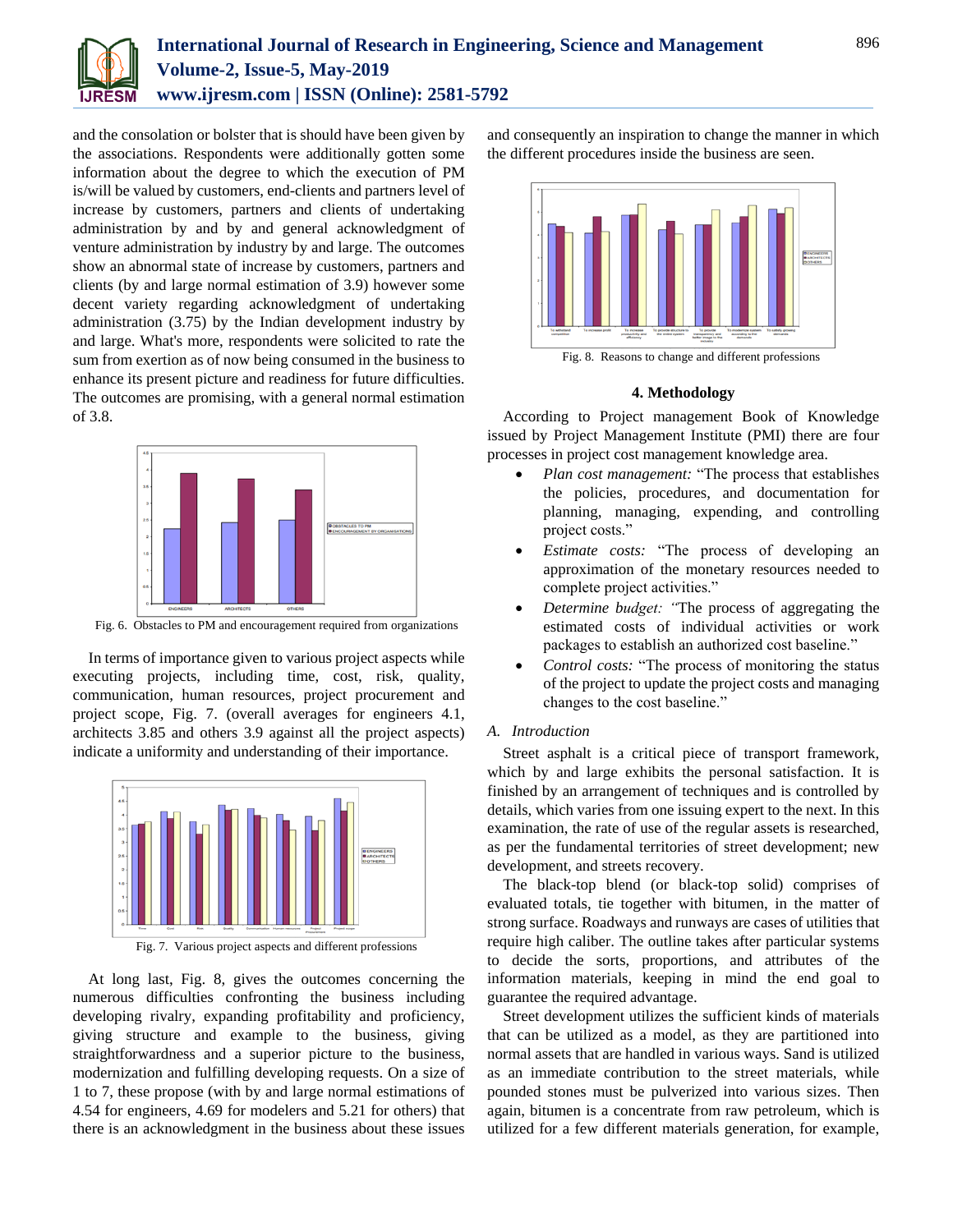and the consolation or bolster that is should have been given by the associations. Respondents were additionally gotten some information about the degree to which the execution of PM is/will be valued by customers, end-clients and partners level of increase by customers, partners and clients of undertaking administration by and by and general acknowledgment of venture administration by industry by and large. The outcomes show an abnormal state of increase by customers, partners and clients (by and large normal estimation of 3.9) however some decent variety regarding acknowledgment of undertaking administration (3.75) by the Indian development industry by and large. What's more, respondents were solicited to rate the sum from exertion as of now being consumed in the business to enhance its present picture and readiness for future difficulties. The outcomes are promising, with a general normal estimation of 3.8.

4.5
4
3.5
3
2.5
2
1.5
1
0.5
0
ENGINEERS
ARCHITECTS
OTHERS
OBSTACLES TO PM
ENCOURAGEMENT BY ORGANISATIONS

Fig. 6. Obstacles to PM and encouragement required from organizations

In terms of importance given to various project aspects while executing projects, including time, cost, risk, quality, communication, human resources, project procurement and project scope, Fig. 7. (overall averages for engineers 4.1, architects 3.85 and others 3.9 against all the project aspects) indicate a uniformity and understanding of their importance.

5
4.5
4
3.5
3
2.5
2
1.5
1
0.5
0
Time
Cost
Risk
Quality
Communication
Human resources
Project Procurement
Project scope
ENGINEERS
ARCHITECTS
OTHERS

Fig. 7. Various project aspects and different professions

At long last, Fig. 8, gives the outcomes concerning the numerous difficulties confronting the business including developing rivalry, expanding profitability and proficiency, giving structure and example to the business, giving straightforwardness and a superior picture to the business, modernization and fulfilling developing requests. On a size of 1 to 7, these propose (with by and large normal estimations of 4.54 for engineers, 4.69 for modelers and 5.21 for others) that there is an acknowledgment in the business about these issues and consequently an inspiration to change the manner in which the different procedures inside the business are seen.

6
5
4
3
2
1
0
To withstand competition
To increase profit
To increase productivity and efficiency
To provide structure to the entire system
To provide transparency and better image to the industry
To modernize system according to the demands
To satisfy growing demands
ENGINEERS
ARCHITECTS
OTHERS

Fig. 8. Reasons to change and different professions

### 4. Methodology

According to Project management Book of Knowledge issued by Project Management Institute (PMI) there are four processes in project cost management knowledge area.

- *Plan cost management:* "The process that establishes the policies, procedures, and documentation for planning, managing, expending, and controlling project costs."
- *Estimate costs:* "The process of developing an approximation of the monetary resources needed to complete project activities."
- *Determine budget: "*The process of aggregating the estimated costs of individual activities or work packages to establish an authorized cost baseline."
- *Control costs:* "The process of monitoring the status of the project to update the project costs and managing changes to the cost baseline."

#### A. *Introduction*

Street asphalt is a critical piece of transport framework, which by and large exhibits the personal satisfaction. It is finished by an arrangement of techniques and is controlled by details, which varies from one issuing expert to the next. In this examination, the rate of use of the regular assets is researched, as per the fundamental territories of street development; new development, and streets recovery.

The black-top blend (or black-top solid) comprises of evaluated totals, tie together with bitumen, in the matter of strong surface. Roadways and runways are cases of utilities that require high caliber. The outline takes after particular systems to decide the sorts, proportions, and attributes of the information materials, keeping in mind the end goal to guarantee the required advantage.

Street development utilizes the sufficient kinds of materials that can be utilized as a model, as they are partitioned into normal assets that are handled in various ways. Sand is utilized as an immediate contribution to the street materials, while pounded stones must be pulverized into various sizes. Then again, bitumen is a concentrate from raw petroleum, which is utilized for a few different materials generation, for example,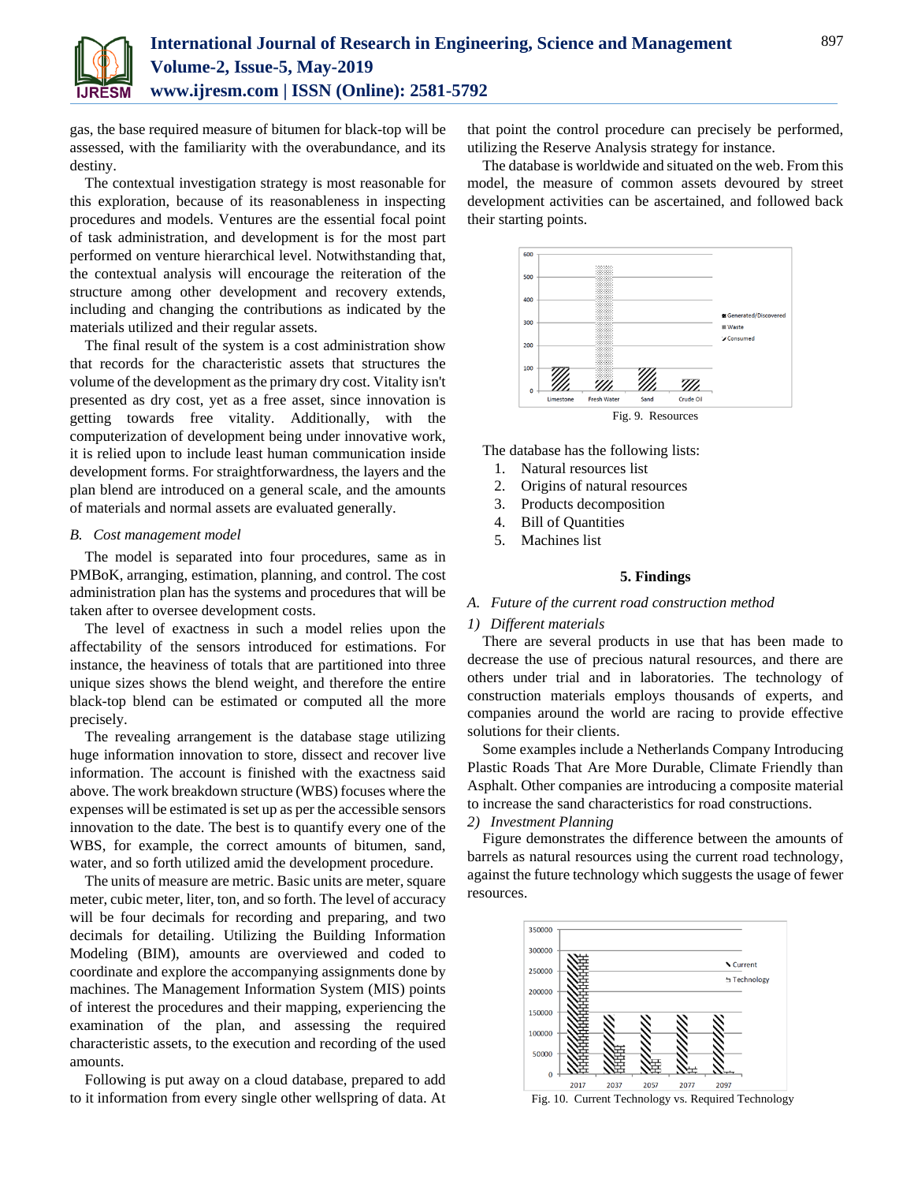gas, the base required measure of bitumen for black-top will be assessed, with the familiarity with the overabundance, and its destiny.

The contextual investigation strategy is most reasonable for this exploration, because of its reasonableness in inspecting procedures and models. Ventures are the essential focal point of task administration, and development is for the most part performed on venture hierarchical level. Notwithstanding that, the contextual analysis will encourage the reiteration of the structure among other development and recovery extends, including and changing the contributions as indicated by the materials utilized and their regular assets.

The final result of the system is a cost administration show that records for the characteristic assets that structures the volume of the development as the primary dry cost. Vitality isn't presented as dry cost, yet as a free asset, since innovation is getting towards free vitality. Additionally, with the computerization of development being under innovative work, it is relied upon to include least human communication inside development forms. For straightforwardness, the layers and the plan blend are introduced on a general scale, and the amounts of materials and normal assets are evaluated generally.

### *B. Cost management model*

The model is separated into four procedures, same as in PMBoK, arranging, estimation, planning, and control. The cost administration plan has the systems and procedures that will be taken after to oversee development costs.

The level of exactness in such a model relies upon the affectability of the sensors introduced for estimations. For instance, the heaviness of totals that are partitioned into three unique sizes shows the blend weight, and therefore the entire black-top blend can be estimated or computed all the more precisely.

The revealing arrangement is the database stage utilizing huge information innovation to store, dissect and recover live information. The account is finished with the exactness said above. The work breakdown structure (WBS) focuses where the expenses will be estimated is set up as per the accessible sensors innovation to the date. The best is to quantify every one of the WBS, for example, the correct amounts of bitumen, sand, water, and so forth utilized amid the development procedure.

The units of measure are metric. Basic units are meter, square meter, cubic meter, liter, ton, and so forth. The level of accuracy will be four decimals for recording and preparing, and two decimals for detailing. Utilizing the Building Information Modeling (BIM), amounts are overviewed and coded to coordinate and explore the accompanying assignments done by machines. The Management Information System (MIS) points of interest the procedures and their mapping, experiencing the examination of the plan, and assessing the required characteristic assets, to the execution and recording of the used amounts.

Following is put away on a cloud database, prepared to add to it information from every single other wellspring of data. At that point the control procedure can precisely be performed, utilizing the Reserve Analysis strategy for instance.

The database is worldwide and situated on the web. From this model, the measure of common assets devoured by street development activities can be ascertained, and followed back their starting points.

600
500
400
300
200
100
0
Limestone
Fresh Water
Sand
Crude Oil
Generated/Discovered
Waste
Consumed

Fig. 9. Resources

The database has the following lists:

1. Natural resources list
2. Origins of natural resources
3. Products decomposition
4. Bill of Quantities
5. Machines list

## 5. Findings

### *A. Future of the current road construction method*

#### *1) Different materials*

There are several products in use that has been made to decrease the use of precious natural resources, and there are others under trial and in laboratories. The technology of construction materials employs thousands of experts, and companies around the world are racing to provide effective solutions for their clients.

Some examples include a Netherlands Company Introducing Plastic Roads That Are More Durable, Climate Friendly than Asphalt. Other companies are introducing a composite material to increase the sand characteristics for road constructions.

#### *2) Investment Planning*

Figure demonstrates the difference between the amounts of barrels as natural resources using the current road technology, against the future technology which suggests the usage of fewer resources.

350000
300000
250000
200000
150000
100000
50000
0
2017
2037
2057
2077
2097
Current
Technology

Fig. 10. Current Technology vs. Required Technology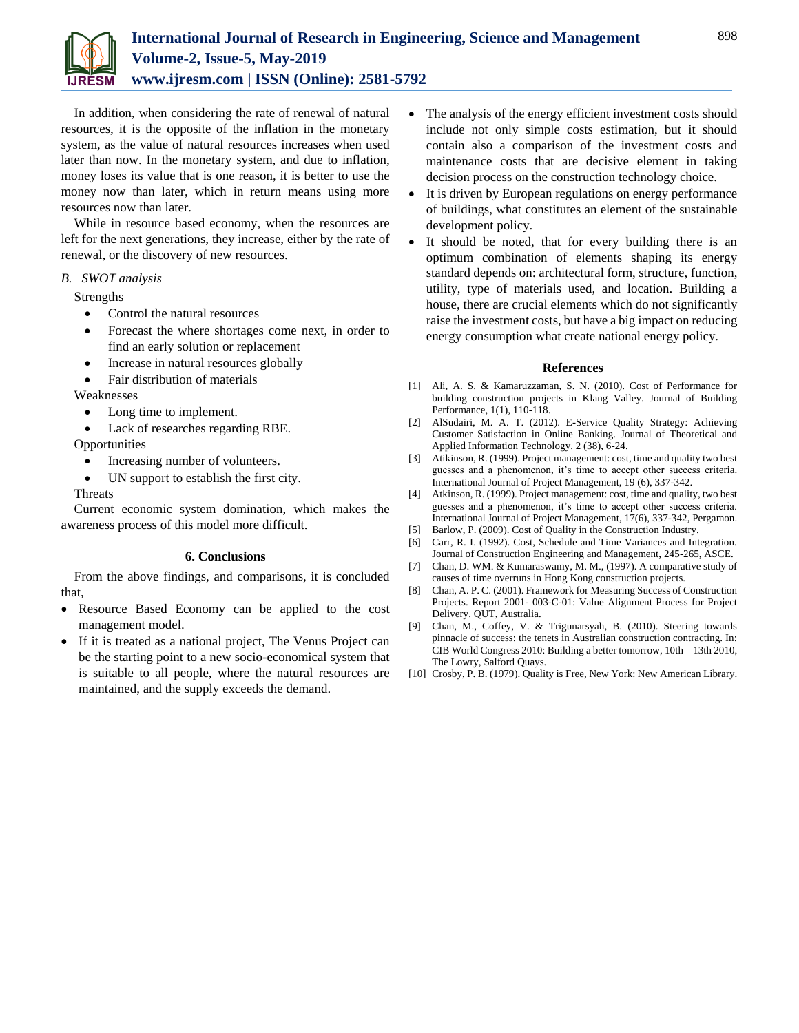In addition, when considering the rate of renewal of natural resources, it is the opposite of the inflation in the monetary system, as the value of natural resources increases when used later than now. In the monetary system, and due to inflation, money loses its value that is one reason, it is better to use the money now than later, which in return means using more resources now than later.

While in resource based economy, when the resources are left for the next generations, they increase, either by the rate of renewal, or the discovery of new resources.

### *B. SWOT analysis*

Strengths

- Control the natural resources
- Forecast the where shortages come next, in order to find an early solution or replacement
- Increase in natural resources globally
- Fair distribution of materials

Weaknesses

- Long time to implement.
- Lack of researches regarding RBE.

Opportunities

- Increasing number of volunteers.
- UN support to establish the first city.

Threats

Current economic system domination, which makes the awareness process of this model more difficult.

## 6. Conclusions

From the above findings, and comparisons, it is concluded that,

- Resource Based Economy can be applied to the cost management model.
- If it is treated as a national project, The Venus Project can be the starting point to a new socio-economical system that is suitable to all people, where the natural resources are maintained, and the supply exceeds the demand.
- The analysis of the energy efficient investment costs should include not only simple costs estimation, but it should contain also a comparison of the investment costs and maintenance costs that are decisive element in taking decision process on the construction technology choice.
- It is driven by European regulations on energy performance of buildings, what constitutes an element of the sustainable development policy.
- It should be noted, that for every building there is an optimum combination of elements shaping its energy standard depends on: architectural form, structure, function, utility, type of materials used, and location. Building a house, there are crucial elements which do not significantly raise the investment costs, but have a big impact on reducing energy consumption what create national energy policy.

## References

[1] Ali, A. S. & Kamaruzzaman, S. N. (2010). Cost of Performance for building construction projects in Klang Valley. Journal of Building Performance, 1(1), 110-118.

[2] AlSudairi, M. A. T. (2012). E-Service Quality Strategy: Achieving Customer Satisfaction in Online Banking. Journal of Theoretical and Applied Information Technology. 2 (38), 6-24.

[3] Atikinson, R. (1999). Project management: cost, time and quality two best guesses and a phenomenon, it's time to accept other success criteria. International Journal of Project Management, 19 (6), 337-342.

[4] Atkinson, R. (1999). Project management: cost, time and quality, two best guesses and a phenomenon, it's time to accept other success criteria. International Journal of Project Management, 17(6), 337-342, Pergamon.

[5] Barlow, P. (2009). Cost of Quality in the Construction Industry.

[6] Carr, R. I. (1992). Cost, Schedule and Time Variances and Integration. Journal of Construction Engineering and Management, 245-265, ASCE.

[7] Chan, D. WM. & Kumaraswamy, M. M., (1997). A comparative study of causes of time overruns in Hong Kong construction projects.

[8] Chan, A. P. C. (2001). Framework for Measuring Success of Construction Projects. Report 2001- 003-C-01: Value Alignment Process for Project Delivery. QUT, Australia.

[9] Chan, M., Coffey, V. & Trigunarsyah, B. (2010). Steering towards pinnacle of success: the tenets in Australian construction contracting. In: CIB World Congress 2010: Building a better tomorrow, 10th – 13th 2010, The Lowry, Salford Quays.

[10] Crosby, P. B. (1979). Quality is Free, New York: New American Library.